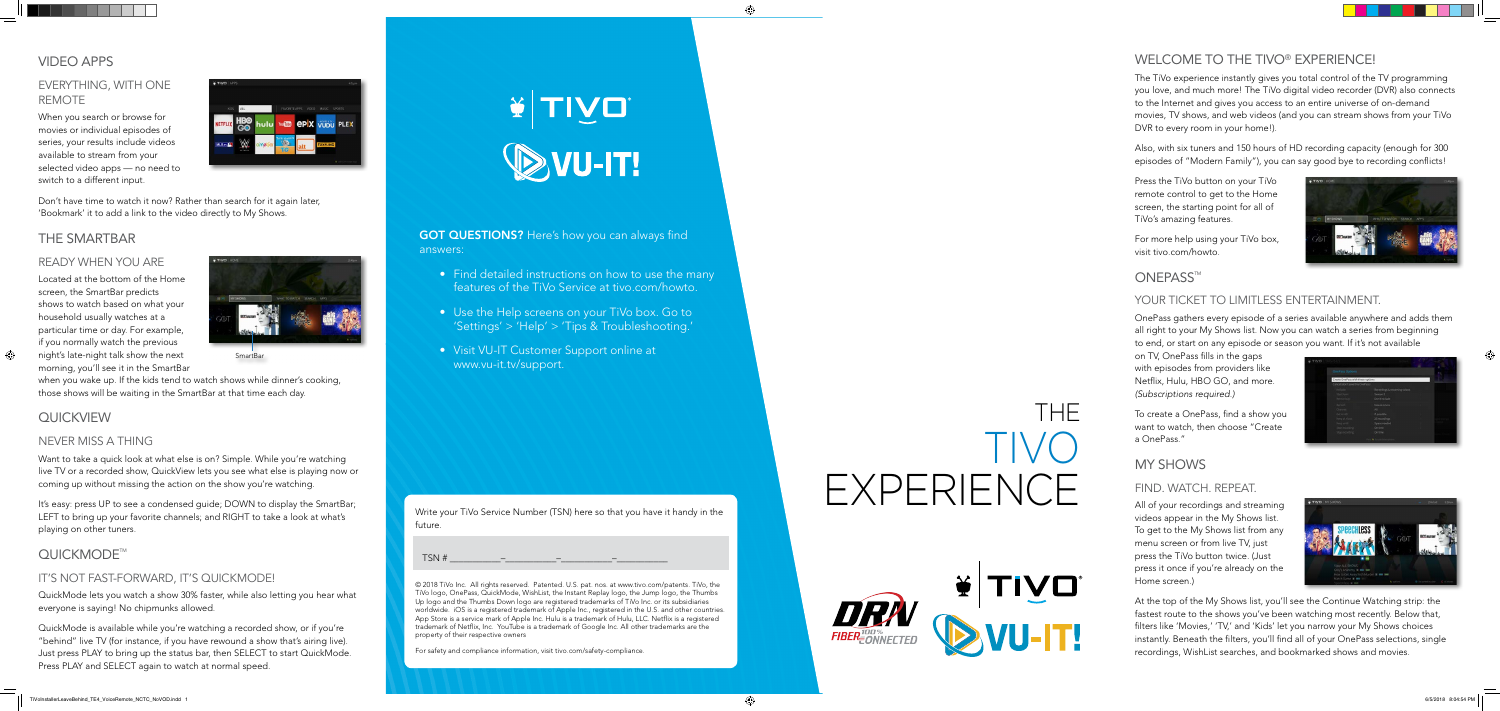## VIDEO APPS

### EVERYTHING, WITH ONE REMOTE

When you search or browse for movies or individual episodes of series, your results include videos available to stream from your selected video apps — no need to switch to a different input.

Don't have time to watch it now? Rather than search for it again later, 'Bookmark' it to add a link to the video directly to My Shows.

## THE SMARTBAR

### READY WHEN YOU ARE

Located at the bottom of the Home screen, the SmartBar predicts shows to watch based on what your household usually watches at a particular time or day. For example, if you normally watch the previous night's late-night talk show the next morning, you'll see it in the SmartBar when you wake up. If the kids tend to watch shows while dinner's cooking, those shows will be waiting in the SmartBar at that time each day.

SmartBar

## QUICKVIEW

### NEVER MISS A THING

Want to take a quick look at what else is on? Simple. While you're watching live TV or a recorded show, QuickView lets you see what else is playing now or coming up without missing the action on the show you're watching.

It's easy: press UP to see a condensed guide; DOWN to display the SmartBar; LEFT to bring up your favorite channels; and RIGHT to take a look at what's playing on other tuners.

## QUICKMODE™

### IT'S NOT FAST-FORWARD, IT'S QUICKMODE!

QuickMode lets you watch a show 30% faster, while also letting you hear what everyone is saying! No chipmunks allowed.

QuickMode is available while you're watching a recorded show, or if you're "behind" live TV (for instance, if you have rewound a show that's airing live). Just press PLAY to bring up the status bar, then SELECT to start QuickMode. Press PLAY and SELECT again to watch at normal speed.

TIVO | VU-IT!

**GOT QUESTIONS?** Here's how you can always find answers:

- Find detailed instructions on how to use the many features of the TiVo Service at tivo.com/howto.
- Use the Help screens on your TiVo box. Go to 'Settings' > 'Help' > 'Tips & Troubleshooting.'
- Visit VU-IT Customer Support online at www.vu-it.tv/support.

Write your TiVo Service Number (TSN) here so that you have it handy in the future.

TSN # \_\_\_\_\_\_\_\_\_ – \_\_\_\_\_\_\_\_\_ – \_\_\_\_\_\_\_\_\_ – \_\_\_\_\_\_\_\_\_

© 2018 TiVo Inc. All rights reserved. Patented. U.S. pat. nos. at www.tivo.com/patents. TiVo, the TiVo logo, OnePass, QuickMode, WishList, the Instant Replay logo, the Jump logo, the Thumbs Up logo and the Thumbs Down logo are registered trademarks of TiVo Inc. or its subsidiaries worldwide. iOS is a registered trademark of Apple Inc., registered in the U.S. and other countries. App Store is a service mark of Apple Inc. Hulu is a trademark of Hulu, LLC. Netflix is a registered trademark of Netflix, Inc. YouTube is a trademark of Google Inc. All other trademarks are the property of their respective owners.

For safety and compliance information, visit tivo.com/safety-compliance.

# THE TIVO EXPERIENCE

DRN FIBER 100% CONNECTED | TIVO | VU-IT!

## WELCOME TO THE TIVO® EXPERIENCE!

The TiVo experience instantly gives you total control of the TV programming you love, and much more! The TiVo digital video recorder (DVR) also connects to the Internet and gives you access to an entire universe of on-demand movies, TV shows, and web videos (and you can stream shows from your TiVo DVR to every room in your home!).

Also, with six tuners and 150 hours of HD recording capacity (enough for 300 episodes of "Modern Family"), you can say good bye to recording conflicts!

Press the TiVo button on your TiVo remote control to get to the Home screen, the starting point for all of TiVo's amazing features.

For more help using your TiVo box, visit tivo.com/howto.

## ONEPASS™

### YOUR TICKET TO LIMITLESS ENTERTAINMENT.

OnePass gathers every episode of a series available anywhere and adds them all right to your My Shows list. Now you can watch a series from beginning to end, or start on any episode or season you want. If it's not available on TV, OnePass fills in the gaps with episodes from providers like Netflix, Hulu, HBO GO, and more. *(Subscriptions required.)*

To create a OnePass, find a show you want to watch, then choose "Create a OnePass."

## MY SHOWS

### FIND. WATCH. REPEAT.

All of your recordings and streaming videos appear in the My Shows list. To get to the My Shows list from any menu screen or from live TV, just press the TiVo button twice. (Just press it once if you're already on the Home screen.)

At the top of the My Shows list, you'll see the Continue Watching strip: the fastest route to the shows you've been watching most recently. Below that, filters like 'Movies,' 'TV,' and 'Kids' let you narrow your My Shows choices instantly. Beneath the filters, you'll find all of your OnePass selections, single recordings, WishList searches, and bookmarked shows and movies.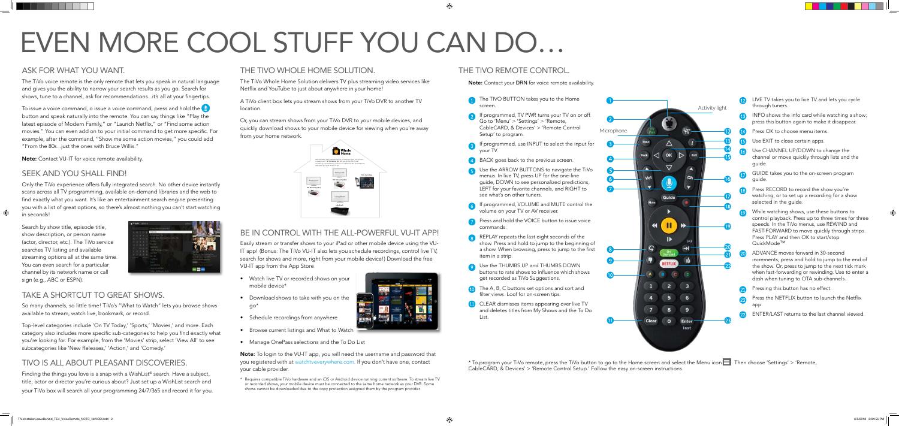# EVEN MORE COOL STUFF YOU CAN DO…

## ASK FOR WHAT YOU WANT.

The TiVo voice remote is the only remote that lets you speak in natural language and gives you the ability to narrow your search results as you go. Search for shows, tune to a channel, ask for recommendations...it's all at your fingertips.

To issue a voice command, o issue a voice command, press and hold the button and speak naturally into the remote. You can say things like "Play the latest episode of Modern Family," or "Launch Netflix," or "Find some action movies." You can even add on to your initial command to get more specific. For example, after the command, "Show me some action movies," you could add "From the 80s...just the ones with Bruce Willis."

**Note:** Contact VU-IT for voice remote availability.

## SEEK AND YOU SHALL FIND!

Only the TiVo experience offers fully integrated search. No other device instantly scans across all TV programming, available on-demand libraries and the web to find exactly what you want. It's like an entertainment search engine presenting you with a list of great options, so there's almost nothing you can't start watching in seconds!

Search by show title, episode title, show description, or person name (actor, director, etc.). The TiVo service searches TV listing and available streaming options all at the same time. You can even search for a particular channel by its network name or call sign (e.g., ABC or ESPN).

## TAKE A SHORTCUT TO GREAT SHOWS.

So many channels, so little time! TiVo's "What to Watch" lets you browse shows available to stream, watch live, bookmark, or record.

Top-level categories include 'On TV Today,' 'Sports,' 'Movies,' and more. Each category also includes more specific sub-categories to help you find exactly what you're looking for. For example, from the 'Movies' strip, select 'View All' to see subcategories like 'New Releases,' 'Action,' and 'Comedy.'

## TIVO IS ALL ABOUT PLEASANT DISCOVERIES.

Finding the things you love is a snap with a WishList® search. Have a subject, title, actor or director you're curious about? Just set up a WishList search and your TiVo box will search all your programming 24/7/365 and record it for you.

## THE TIVO WHOLE HOME SOLUTION.

The TiVo Whole Home Solution delivers TV plus streaming video services like Netflix and YouTube to just about anywhere in your home!

A TiVo client box lets you stream shows from your TiVo DVR to another TV location.

Or, you can stream shows from your TiVo DVR to your mobile devices, and quickly download shows to your mobile device for viewing when you're away from your home network.

## BE IN CONTROL WITH THE ALL-POWERFUL VU-IT APP!

Easily stream or transfer shows to your iPad or other mobile device using the VU-IT app! (Bonus: The TiVo VU-IT also lets you schedule recordings, control live TV, search for shows and more, right from your mobile device!) Download the free VU-IT app from the App Store

- Watch live TV or recorded shows on your mobile device*
- Download shows to take with you on the go*
- Schedule recordings from anywhere
- Browse current listings and What to Watch
- Manage OnePass selections and the To Do List

**Note:** To login to the VU-IT app, you will need the username and password that you registered with at watchtveverywhere.com. If you don't have one, contact your cable provider.

\* Requires compatible TiVo hardware and an iOS or Android device running current software. To stream live TV or recorded shows, your mobile device must be connected to the same home network as your DVR. Some shows cannot be downloaded due to the copy protection assigned them by the program provider.

## THE TIVO REMOTE CONTROL.

**Note:** Contact your DRN for voice remote availability.

1. The TIVO BUTTON takes you to the Home screen.
2. If programmed, TV PWR turns your TV on or off. Go to 'Menu' > 'Settings' > 'Remote, CableCARD, & Devices' > 'Remote Control Setup' to program.
3. If programmed, use INPUT to select the input for your TV.
4. BACK goes back to the previous screen.
5. Use the ARROW BUTTONS to navigate the TiVo menus. In live TV, press UP for the one-line guide, DOWN to see personalized predictions, LEFT for your favorite channels, and RIGHT to see what's on other tuners.
6. If programmed, VOLUME and MUTE control the volume on your TV or AV receiver.
7. Press and hold the VOICE button to issue voice commands.
8. REPLAY repeats the last eight seconds of the show. Press and hold to jump to the beginning of a show. When browsing, press to jump to the first item in a strip.
9. Use the THUMBS UP and THUMBS DOWN buttons to rate shows to influence which shows get recorded as TiVo Suggestions.
10. The A, B, C buttons set options and sort and filter views. Loof for on-screen tips.
11. CLEAR dismisses items appearing over live TV and deletes titles from My Shows and the To Do List.
12. LIVE TV takes you to live TV and lets you cycle through tuners.
13. INFO shows the info card while watching a show; press this button again to make it disappear.
14. Press OK to choose menu items.
15. Use EXIT to close certain apps.
16. Use CHANNEL UP/DOWN to change the channel or move quickly through lists and the guide.
17. GUIDE takes you to the on-screen program guide.
18. Press RECORD to record the show you're watching, or to set up a recording for a show selected in the guide.
19. While watching shows, use these buttons to control playback. Press up to three times for three speeds. In the TiVo menus, use REWIND and FAST-FORWARD to move quickly through strips. Press PLAY and then OK to start/stop QuickMode™.
20. ADVANCE moves forward in 30-second increments; press and hold to jump to the end of the show. Or, press to jump to the next tick mark when fast-forwarding or rewinding. Use to enter a dash when tuning to OTA sub-channels.
21. Pressing this button has no effect.
22. Press the NETFLIX button to launch the Netflix app.
23. ENTER/LAST returns to the last channel viewed.

Activity light

Microphone

\* To program your TiVo remote, press the TiVo button to go to the Home screen and select the Menu icon. Then choose 'Settings' > 'Remote, CableCARD, & Devices' > 'Remote Control Setup.' Follow the easy on-screen instructions.